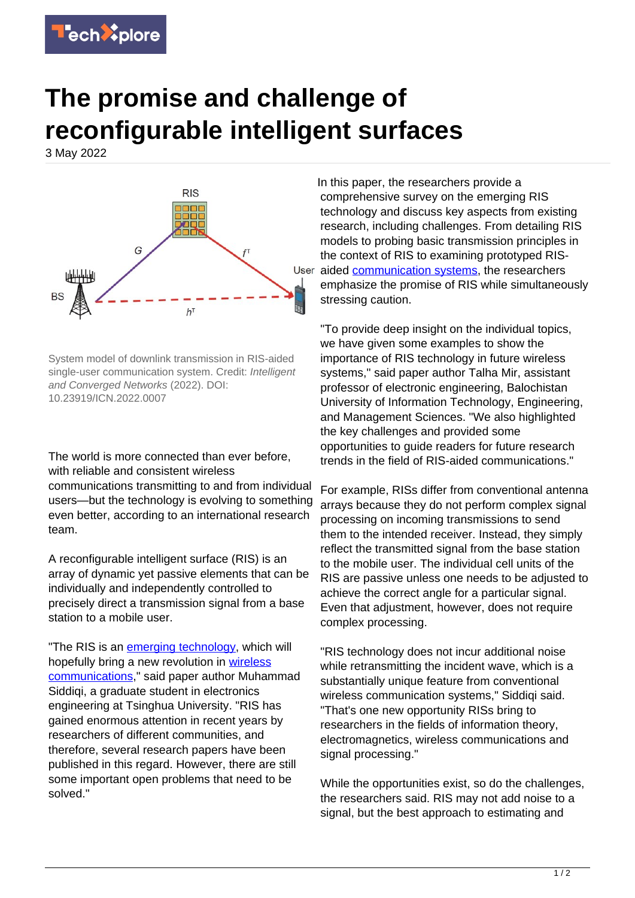# The promise and challenge of reconfigurable intelligent surfaces

3 May 2022

System model of downlink transmission in RIS-aided single-user communication system. Credit: *Intelligent and Converged Networks* (2022). DOI: 10.23919/ICN.2022.0007

The world is more connected than ever before, with reliable and consistent wireless communications transmitting to and from individual users—but the technology is evolving to something even better, according to an international research team.

A reconfigurable intelligent surface (RIS) is an array of dynamic yet passive elements that can be individually and independently controlled to precisely direct a transmission signal from a base station to a mobile user.

"The RIS is an emerging technology, which will hopefully bring a new revolution in wireless communications," said paper author Muhammad Siddiqi, a graduate student in electronics engineering at Tsinghua University. "RIS has gained enormous attention in recent years by researchers of different communities, and therefore, several research papers have been published in this regard. However, there are still some important open problems that need to be solved."

In this paper, the researchers provide a comprehensive survey on the emerging RIS technology and discuss key aspects from existing research, including challenges. From detailing RIS models to probing basic transmission principles in the context of RIS to examining prototyped RIS-aided communication systems, the researchers emphasize the promise of RIS while simultaneously stressing caution.

"To provide deep insight on the individual topics, we have given some examples to show the importance of RIS technology in future wireless systems," said paper author Talha Mir, assistant professor of electronic engineering, Balochistan University of Information Technology, Engineering, and Management Sciences. "We also highlighted the key challenges and provided some opportunities to guide readers for future research trends in the field of RIS-aided communications."

For example, RISs differ from conventional antenna arrays because they do not perform complex signal processing on incoming transmissions to send them to the intended receiver. Instead, they simply reflect the transmitted signal from the base station to the mobile user. The individual cell units of the RIS are passive unless one needs to be adjusted to achieve the correct angle for a particular signal. Even that adjustment, however, does not require complex processing.

"RIS technology does not incur additional noise while retransmitting the incident wave, which is a substantially unique feature from conventional wireless communication systems," Siddiqi said. "That's one new opportunity RISs bring to researchers in the fields of information theory, electromagnetics, wireless communications and signal processing."

While the opportunities exist, so do the challenges, the researchers said. RIS may not add noise to a signal, but the best approach to estimating and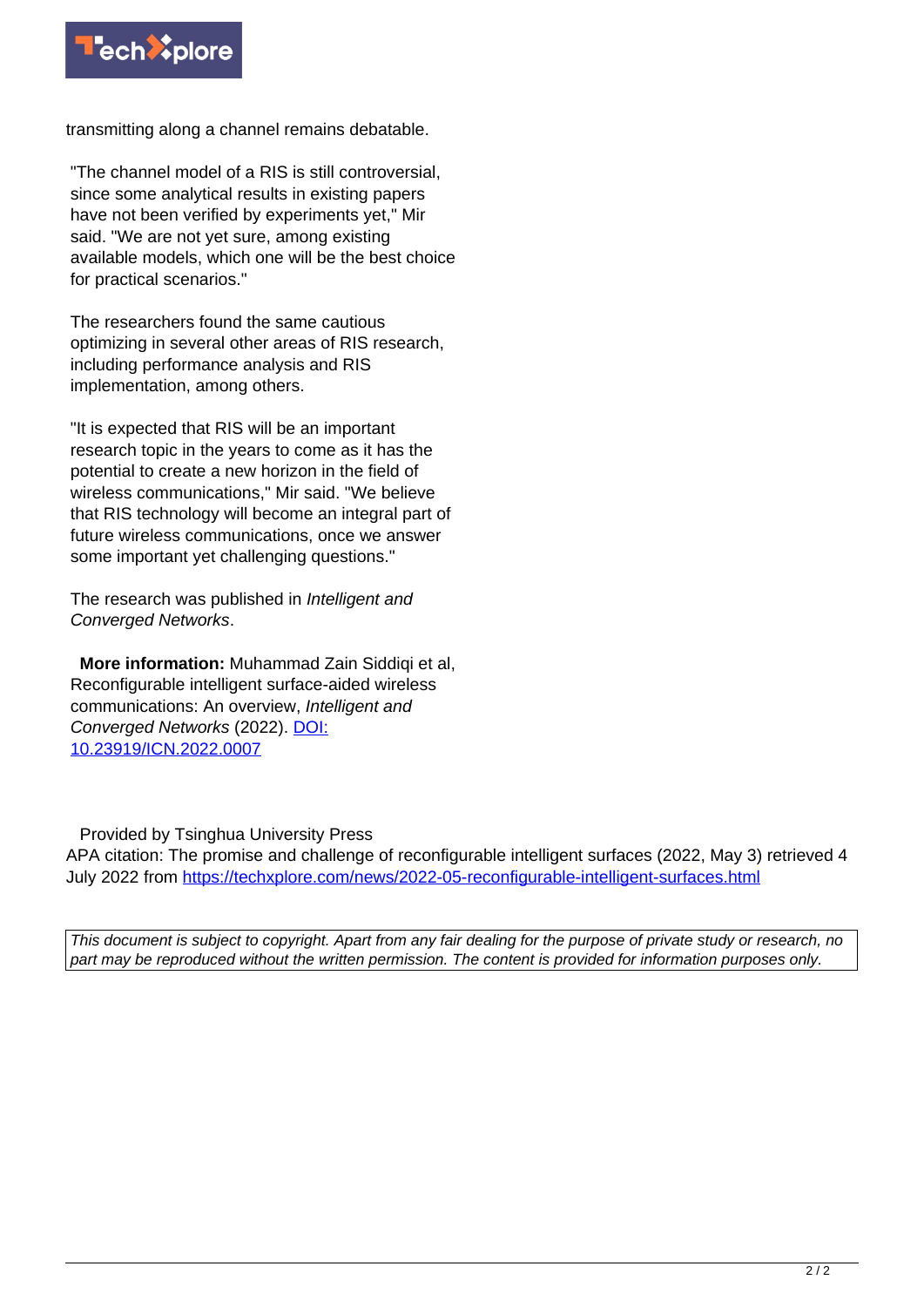transmitting along a channel remains debatable.

"The channel model of a RIS is still controversial, since some analytical results in existing papers have not been verified by experiments yet," Mir said. "We are not yet sure, among existing available models, which one will be the best choice for practical scenarios."

The researchers found the same cautious optimizing in several other areas of RIS research, including performance analysis and RIS implementation, among others.

"It is expected that RIS will be an important research topic in the years to come as it has the potential to create a new horizon in the field of wireless communications," Mir said. "We believe that RIS technology will become an integral part of future wireless communications, once we answer some important yet challenging questions."

The research was published in *Intelligent and Converged Networks*.

**More information:** Muhammad Zain Siddiqi et al, Reconfigurable intelligent surface-aided wireless communications: An overview, *Intelligent and Converged Networks* (2022). [DOI: 10.23919/ICN.2022.0007](https://dx.doi.org/10.23919/ICN.2022.0007)

Provided by Tsinghua University Press

APA citation: The promise and challenge of reconfigurable intelligent surfaces (2022, May 3) retrieved 4 July 2022 from https://techxplore.com/news/2022-05-reconfigurable-intelligent-surfaces.html

*This document is subject to copyright. Apart from any fair dealing for the purpose of private study or research, no part may be reproduced without the written permission. The content is provided for information purposes only.*